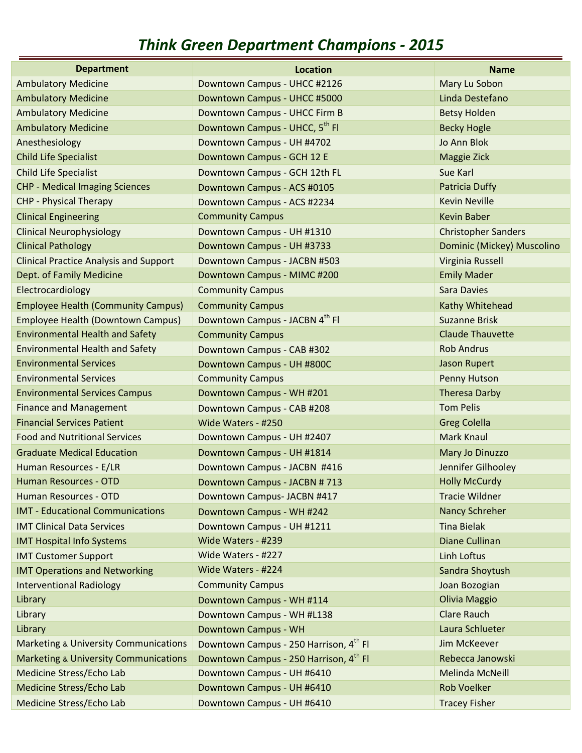# Think Green Department Champions - 2015

| Department | Location | Name |
|---|---|---|
| Ambulatory Medicine | Downtown Campus - UHCC #2126 | Mary Lu Sobon |
| Ambulatory Medicine | Downtown Campus - UHCC #5000 | Linda Destefano |
| Ambulatory Medicine | Downtown Campus - UHCC Firm B | Betsy Holden |
| Ambulatory Medicine | Downtown Campus - UHCC, 5th Fl | Becky Hogle |
| Anesthesiology | Downtown Campus - UH #4702 | Jo Ann Blok |
| Child Life Specialist | Downtown Campus - GCH 12 E | Maggie Zick |
| Child Life Specialist | Downtown Campus - GCH 12th FL | Sue Karl |
| CHP - Medical Imaging Sciences | Downtown Campus - ACS #0105 | Patricia Duffy |
| CHP - Physical Therapy | Downtown Campus - ACS #2234 | Kevin Neville |
| Clinical Engineering | Community Campus | Kevin Baber |
| Clinical Neurophysiology | Downtown Campus - UH #1310 | Christopher Sanders |
| Clinical Pathology | Downtown Campus - UH #3733 | Dominic (Mickey) Muscolino |
| Clinical Practice Analysis and Support | Downtown Campus - JACBN #503 | Virginia Russell |
| Dept. of Family Medicine | Downtown Campus - MIMC #200 | Emily Mader |
| Electrocardiology | Community Campus | Sara Davies |
| Employee Health (Community Campus) | Community Campus | Kathy Whitehead |
| Employee Health (Downtown Campus) | Downtown Campus - JACBN 4th Fl | Suzanne Brisk |
| Environmental Health and Safety | Community Campus | Claude Thauvette |
| Environmental Health and Safety | Downtown Campus - CAB #302 | Rob Andrus |
| Environmental Services | Downtown Campus - UH #800C | Jason Rupert |
| Environmental Services | Community Campus | Penny Hutson |
| Environmental Services Campus | Downtown Campus - WH #201 | Theresa Darby |
| Finance and Management | Downtown Campus - CAB #208 | Tom Pelis |
| Financial Services Patient | Wide Waters - #250 | Greg Colella |
| Food and Nutritional Services | Downtown Campus - UH #2407 | Mark Knaul |
| Graduate Medical Education | Downtown Campus - UH #1814 | Mary Jo Dinuzzo |
| Human Resources - E/LR | Downtown Campus - JACBN #416 | Jennifer Gilhooley |
| Human Resources - OTD | Downtown Campus - JACBN # 713 | Holly McCurdy |
| Human Resources - OTD | Downtown Campus- JACBN #417 | Tracie Wildner |
| IMT - Educational Communications | Downtown Campus - WH #242 | Nancy Schreher |
| IMT Clinical Data Services | Downtown Campus - UH #1211 | Tina Bielak |
| IMT Hospital Info Systems | Wide Waters - #239 | Diane Cullinan |
| IMT Customer Support | Wide Waters - #227 | Linh Loftus |
| IMT Operations and Networking | Wide Waters - #224 | Sandra Shoytush |
| Interventional Radiology | Community Campus | Joan Bozogian |
| Library | Downtown Campus - WH #114 | Olivia Maggio |
| Library | Downtown Campus - WH #L138 | Clare Rauch |
| Library | Downtown Campus - WH | Laura Schlueter |
| Marketing & University Communications | Downtown Campus - 250 Harrison, 4th Fl | Jim McKeever |
| Marketing & University Communications | Downtown Campus - 250 Harrison, 4th Fl | Rebecca Janowski |
| Medicine Stress/Echo Lab | Downtown Campus - UH #6410 | Melinda McNeill |
| Medicine Stress/Echo Lab | Downtown Campus - UH #6410 | Rob Voelker |
| Medicine Stress/Echo Lab | Downtown Campus - UH #6410 | Tracey Fisher |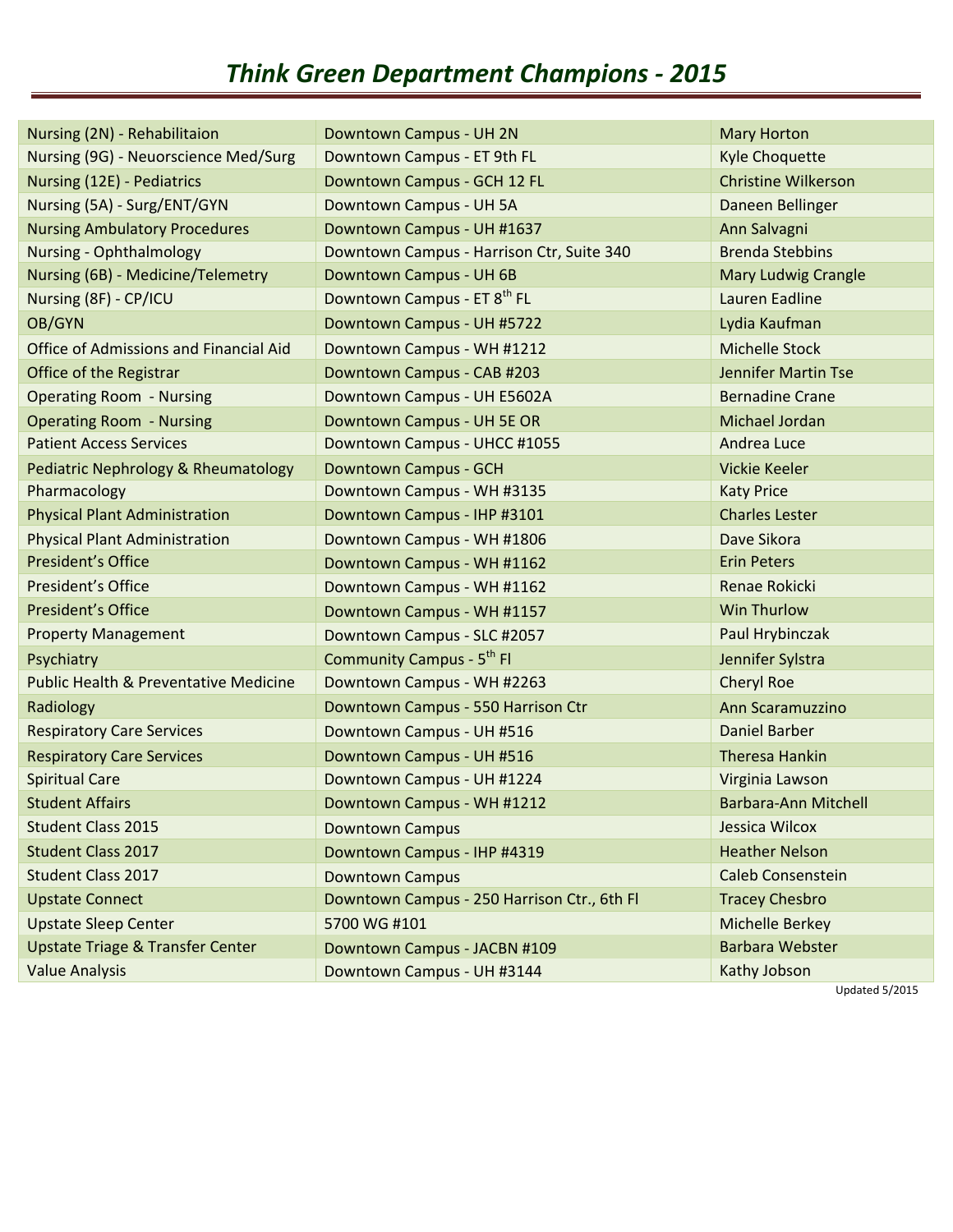# *Think Green Department Champions - 2015*

| | | |
|---|---|---|
| Nursing (2N) - Rehabilitaion | Downtown Campus - UH 2N | Mary Horton |
| Nursing (9G) - Neuorscience Med/Surg | Downtown Campus - ET 9th FL | Kyle Choquette |
| Nursing (12E) - Pediatrics | Downtown Campus - GCH 12 FL | Christine Wilkerson |
| Nursing (5A) - Surg/ENT/GYN | Downtown Campus - UH 5A | Daneen Bellinger |
| Nursing Ambulatory Procedures | Downtown Campus - UH #1637 | Ann Salvagni |
| Nursing - Ophthalmology | Downtown Campus - Harrison Ctr, Suite 340 | Brenda Stebbins |
| Nursing (6B) - Medicine/Telemetry | Downtown Campus - UH 6B | Mary Ludwig Crangle |
| Nursing (8F) - CP/ICU | Downtown Campus - ET $8^{th}$ FL | Lauren Eadline |
| OB/GYN | Downtown Campus - UH #5722 | Lydia Kaufman |
| Office of Admissions and Financial Aid | Downtown Campus - WH #1212 | Michelle Stock |
| Office of the Registrar | Downtown Campus - CAB #203 | Jennifer Martin Tse |
| Operating Room - Nursing | Downtown Campus - UH E5602A | Bernadine Crane |
| Operating Room - Nursing | Downtown Campus - UH 5E OR | Michael Jordan |
| Patient Access Services | Downtown Campus - UHCC #1055 | Andrea Luce |
| Pediatric Nephrology & Rheumatology | Downtown Campus - GCH | Vickie Keeler |
| Pharmacology | Downtown Campus - WH #3135 | Katy Price |
| Physical Plant Administration | Downtown Campus - IHP #3101 | Charles Lester |
| Physical Plant Administration | Downtown Campus - WH #1806 | Dave Sikora |
| President's Office | Downtown Campus - WH #1162 | Erin Peters |
| President's Office | Downtown Campus - WH #1162 | Renae Rokicki |
| President's Office | Downtown Campus - WH #1157 | Win Thurlow |
| Property Management | Downtown Campus - SLC #2057 | Paul Hrybinczak |
| Psychiatry | Community Campus - $5^{th}$ Fl | Jennifer Sylstra |
| Public Health & Preventative Medicine | Downtown Campus - WH #2263 | Cheryl Roe |
| Radiology | Downtown Campus - 550 Harrison Ctr | Ann Scaramuzzino |
| Respiratory Care Services | Downtown Campus - UH #516 | Daniel Barber |
| Respiratory Care Services | Downtown Campus - UH #516 | Theresa Hankin |
| Spiritual Care | Downtown Campus - UH #1224 | Virginia Lawson |
| Student Affairs | Downtown Campus - WH #1212 | Barbara-Ann Mitchell |
| Student Class 2015 | Downtown Campus | Jessica Wilcox |
| Student Class 2017 | Downtown Campus - IHP #4319 | Heather Nelson |
| Student Class 2017 | Downtown Campus | Caleb Consenstein |
| Upstate Connect | Downtown Campus - 250 Harrison Ctr., 6th Fl | Tracey Chesbro |
| Upstate Sleep Center | 5700 WG #101 | Michelle Berkey |
| Upstate Triage & Transfer Center | Downtown Campus - JACBN #109 | Barbara Webster |
| Value Analysis | Downtown Campus - UH #3144 | Kathy Jobson |

Updated 5/2015